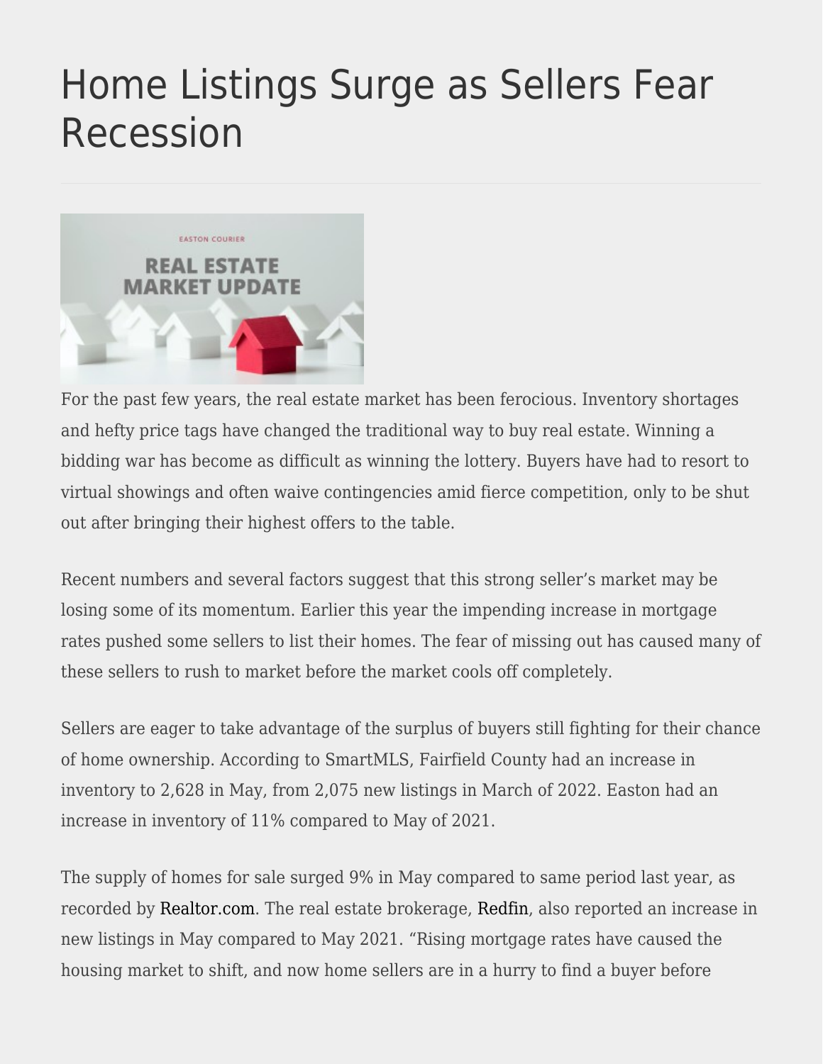# Home Listings Surge as Sellers Fear Recession

For the past few years, the real estate market has been ferocious. Inventory shortages and hefty price tags have changed the traditional way to buy real estate. Winning a bidding war has become as difficult as winning the lottery. Buyers have had to resort to virtual showings and often waive contingencies amid fierce competition, only to be shut out after bringing their highest offers to the table.

Recent numbers and several factors suggest that this strong seller's market may be losing some of its momentum. Earlier this year the impending increase in mortgage rates pushed some sellers to list their homes. The fear of missing out has caused many of these sellers to rush to market before the market cools off completely.

Sellers are eager to take advantage of the surplus of buyers still fighting for their chance of home ownership. According to SmartMLS, Fairfield County had an increase in inventory to 2,628 in May, from 2,075 new listings in March of 2022. Easton had an increase in inventory of 11% compared to May of 2021.

The supply of homes for sale surged 9% in May compared to same period last year, as recorded by Realtor.com. The real estate brokerage, Redfin, also reported an increase in new listings in May compared to May 2021. "Rising mortgage rates have caused the housing market to shift, and now home sellers are in a hurry to find a buyer before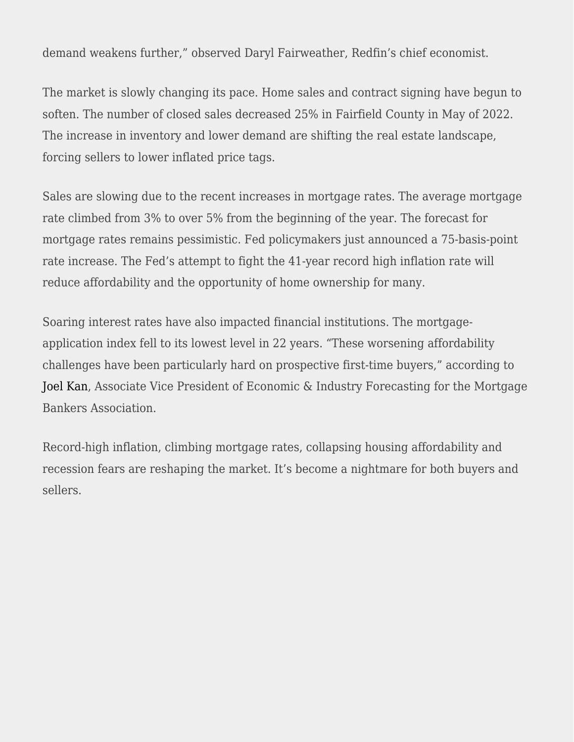demand weakens further," observed Daryl Fairweather, Redfin's chief economist.

The market is slowly changing its pace. Home sales and contract signing have begun to soften. The number of closed sales decreased 25% in Fairfield County in May of 2022. The increase in inventory and lower demand are shifting the real estate landscape, forcing sellers to lower inflated price tags.

Sales are slowing due to the recent increases in mortgage rates. The average mortgage rate climbed from 3% to over 5% from the beginning of the year. The forecast for mortgage rates remains pessimistic. Fed policymakers just announced a 75-basis-point rate increase. The Fed's attempt to fight the 41-year record high inflation rate will reduce affordability and the opportunity of home ownership for many.

Soaring interest rates have also impacted financial institutions. The mortgage-application index fell to its lowest level in 22 years. "These worsening affordability challenges have been particularly hard on prospective first-time buyers," according to Joel Kan, Associate Vice President of Economic & Industry Forecasting for the Mortgage Bankers Association.

Record-high inflation, climbing mortgage rates, collapsing housing affordability and recession fears are reshaping the market. It's become a nightmare for both buyers and sellers.